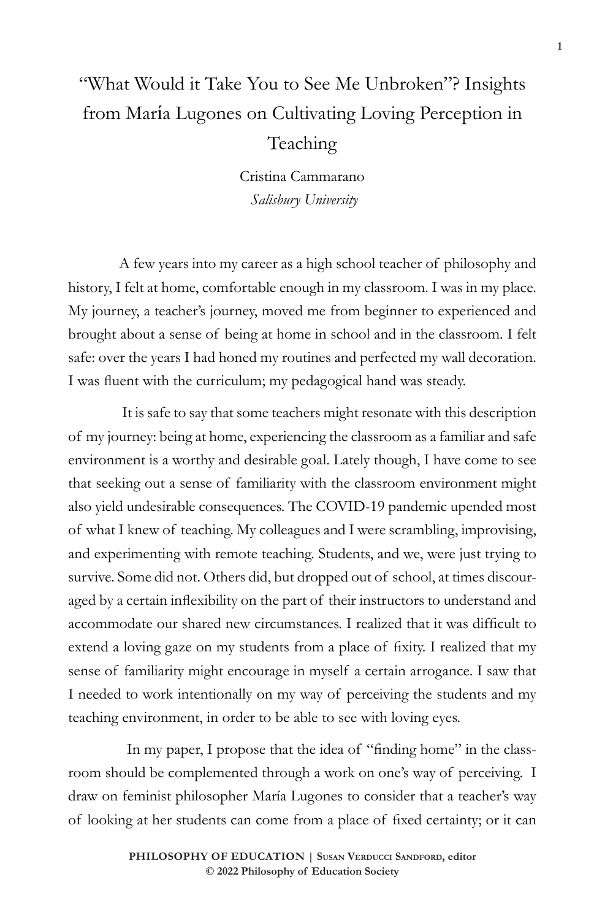# "What Would it Take You to See Me Unbroken"? Insights from María Lugones on Cultivating Loving Perception in Teaching

Cristina Cammarano
*Salisbury University*

A few years into my career as a high school teacher of philosophy and history, I felt at home, comfortable enough in my classroom. I was in my place. My journey, a teacher's journey, moved me from beginner to experienced and brought about a sense of being at home in school and in the classroom. I felt safe: over the years I had honed my routines and perfected my wall decoration. I was fluent with the curriculum; my pedagogical hand was steady.

It is safe to say that some teachers might resonate with this description of my journey: being at home, experiencing the classroom as a familiar and safe environment is a worthy and desirable goal. Lately though, I have come to see that seeking out a sense of familiarity with the classroom environment might also yield undesirable consequences. The COVID-19 pandemic upended most of what I knew of teaching. My colleagues and I were scrambling, improvising, and experimenting with remote teaching. Students, and we, were just trying to survive. Some did not. Others did, but dropped out of school, at times discouraged by a certain inflexibility on the part of their instructors to understand and accommodate our shared new circumstances. I realized that it was difficult to extend a loving gaze on my students from a place of fixity. I realized that my sense of familiarity might encourage in myself a certain arrogance. I saw that I needed to work intentionally on my way of perceiving the students and my teaching environment, in order to be able to see with loving eyes.

In my paper, I propose that the idea of "finding home" in the classroom should be complemented through a work on one's way of perceiving. I draw on feminist philosopher María Lugones to consider that a teacher's way of looking at her students can come from a place of fixed certainty; or it can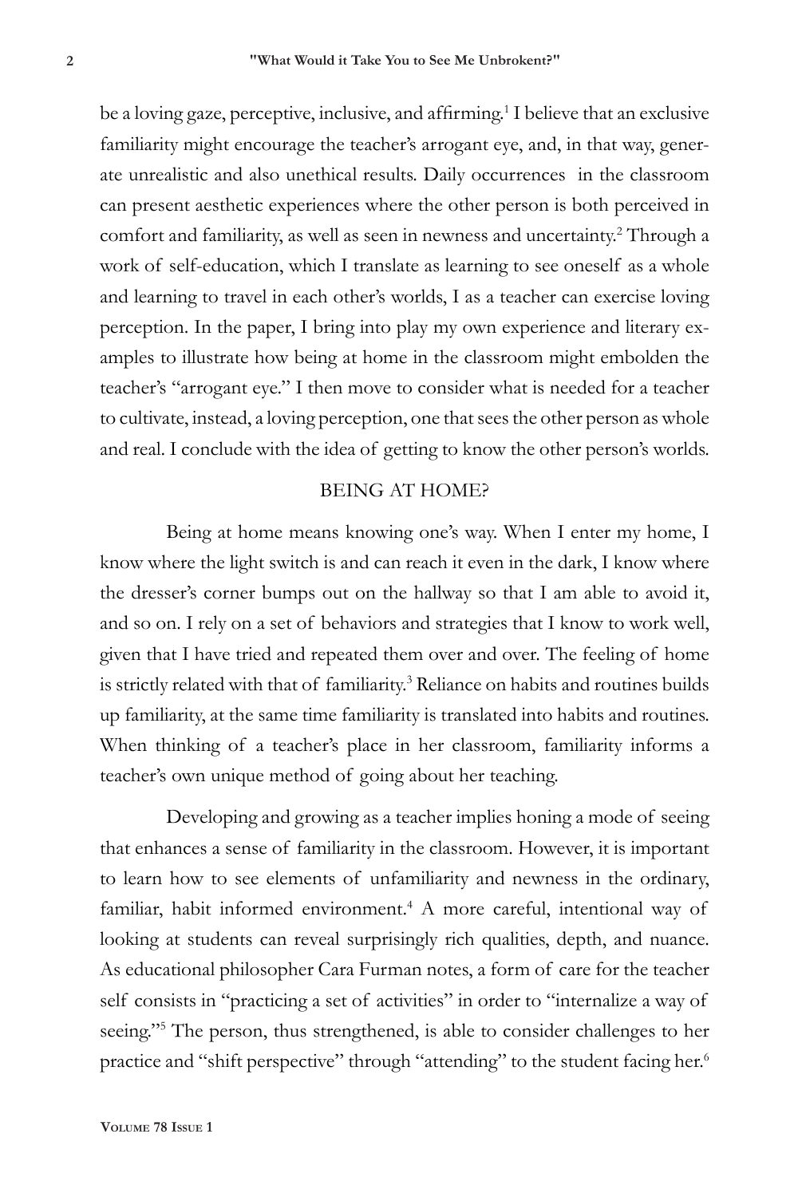be a loving gaze, perceptive, inclusive, and affirming.[1] I believe that an exclusive familiarity might encourage the teacher's arrogant eye, and, in that way, generate unrealistic and also unethical results. Daily occurrences in the classroom can present aesthetic experiences where the other person is both perceived in comfort and familiarity, as well as seen in newness and uncertainty.[2] Through a work of self-education, which I translate as learning to see oneself as a whole and learning to travel in each other's worlds, I as a teacher can exercise loving perception. In the paper, I bring into play my own experience and literary examples to illustrate how being at home in the classroom might embolden the teacher's "arrogant eye." I then move to consider what is needed for a teacher to cultivate, instead, a loving perception, one that sees the other person as whole and real. I conclude with the idea of getting to know the other person's worlds.

## BEING AT HOME?

Being at home means knowing one's way. When I enter my home, I know where the light switch is and can reach it even in the dark, I know where the dresser's corner bumps out on the hallway so that I am able to avoid it, and so on. I rely on a set of behaviors and strategies that I know to work well, given that I have tried and repeated them over and over. The feeling of home is strictly related with that of familiarity.[3] Reliance on habits and routines builds up familiarity, at the same time familiarity is translated into habits and routines. When thinking of a teacher's place in her classroom, familiarity informs a teacher's own unique method of going about her teaching.

Developing and growing as a teacher implies honing a mode of seeing that enhances a sense of familiarity in the classroom. However, it is important to learn how to see elements of unfamiliarity and newness in the ordinary, familiar, habit informed environment.[4] A more careful, intentional way of looking at students can reveal surprisingly rich qualities, depth, and nuance. As educational philosopher Cara Furman notes, a form of care for the teacher self consists in "practicing a set of activities" in order to "internalize a way of seeing."[5] The person, thus strengthened, is able to consider challenges to her practice and "shift perspective" through "attending" to the student facing her.[6]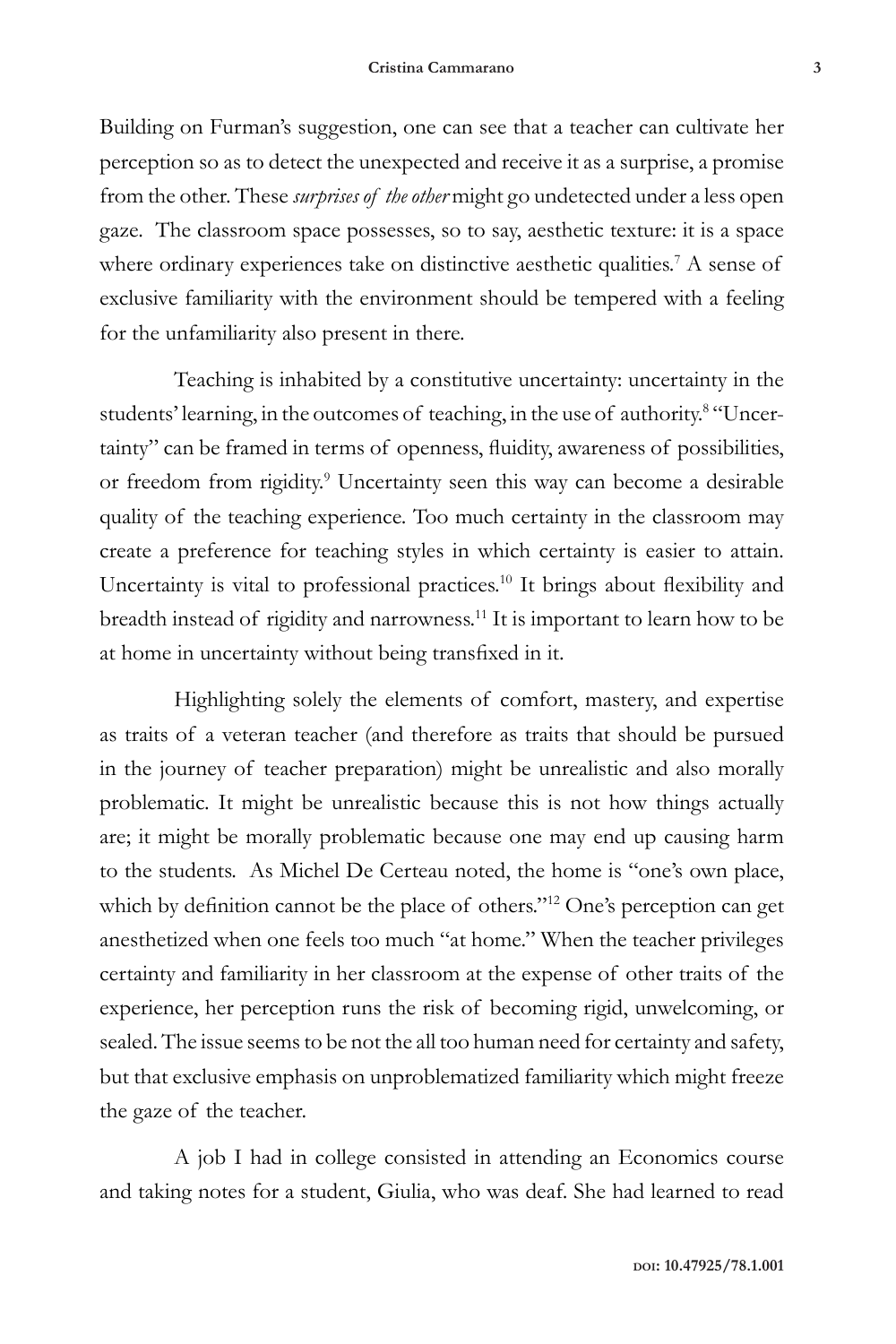Building on Furman's suggestion, one can see that a teacher can cultivate her perception so as to detect the unexpected and receive it as a surprise, a promise from the other. These *surprises of the other* might go undetected under a less open gaze. The classroom space possesses, so to say, aesthetic texture: it is a space where ordinary experiences take on distinctive aesthetic qualities.[7] A sense of exclusive familiarity with the environment should be tempered with a feeling for the unfamiliarity also present in there.

Teaching is inhabited by a constitutive uncertainty: uncertainty in the students' learning, in the outcomes of teaching, in the use of authority.[8] "Uncertainty" can be framed in terms of openness, fluidity, awareness of possibilities, or freedom from rigidity.[9] Uncertainty seen this way can become a desirable quality of the teaching experience. Too much certainty in the classroom may create a preference for teaching styles in which certainty is easier to attain. Uncertainty is vital to professional practices.[10] It brings about flexibility and breadth instead of rigidity and narrowness.[11] It is important to learn how to be at home in uncertainty without being transfixed in it.

Highlighting solely the elements of comfort, mastery, and expertise as traits of a veteran teacher (and therefore as traits that should be pursued in the journey of teacher preparation) might be unrealistic and also morally problematic. It might be unrealistic because this is not how things actually are; it might be morally problematic because one may end up causing harm to the students. As Michel De Certeau noted, the home is "one's own place, which by definition cannot be the place of others."[12] One's perception can get anesthetized when one feels too much "at home." When the teacher privileges certainty and familiarity in her classroom at the expense of other traits of the experience, her perception runs the risk of becoming rigid, unwelcoming, or sealed. The issue seems to be not the all too human need for certainty and safety, but that exclusive emphasis on unproblematized familiarity which might freeze the gaze of the teacher.

A job I had in college consisted in attending an Economics course and taking notes for a student, Giulia, who was deaf. She had learned to read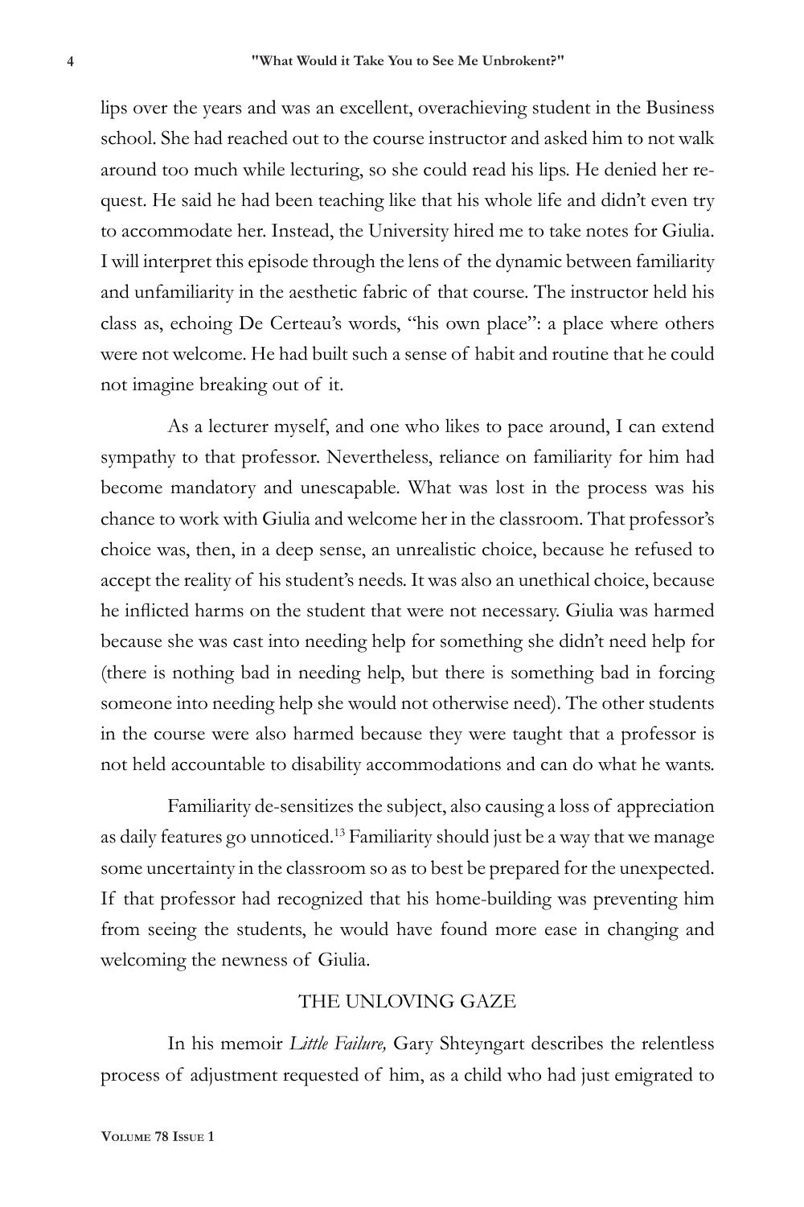lips over the years and was an excellent, overachieving student in the Business school. She had reached out to the course instructor and asked him to not walk around too much while lecturing, so she could read his lips. He denied her request. He said he had been teaching like that his whole life and didn't even try to accommodate her. Instead, the University hired me to take notes for Giulia. I will interpret this episode through the lens of the dynamic between familiarity and unfamiliarity in the aesthetic fabric of that course. The instructor held his class as, echoing De Certeau's words, "his own place": a place where others were not welcome. He had built such a sense of habit and routine that he could not imagine breaking out of it.

As a lecturer myself, and one who likes to pace around, I can extend sympathy to that professor. Nevertheless, reliance on familiarity for him had become mandatory and unescapable. What was lost in the process was his chance to work with Giulia and welcome her in the classroom. That professor's choice was, then, in a deep sense, an unrealistic choice, because he refused to accept the reality of his student's needs. It was also an unethical choice, because he inflicted harms on the student that were not necessary. Giulia was harmed because she was cast into needing help for something she didn't need help for (there is nothing bad in needing help, but there is something bad in forcing someone into needing help she would not otherwise need). The other students in the course were also harmed because they were taught that a professor is not held accountable to disability accommodations and can do what he wants.

Familiarity de-sensitizes the subject, also causing a loss of appreciation as daily features go unnoticed.[13] Familiarity should just be a way that we manage some uncertainty in the classroom so as to best be prepared for the unexpected. If that professor had recognized that his home-building was preventing him from seeing the students, he would have found more ease in changing and welcoming the newness of Giulia.

## THE UNLOVING GAZE

In his memoir *Little Failure,* Gary Shteyngart describes the relentless process of adjustment requested of him, as a child who had just emigrated to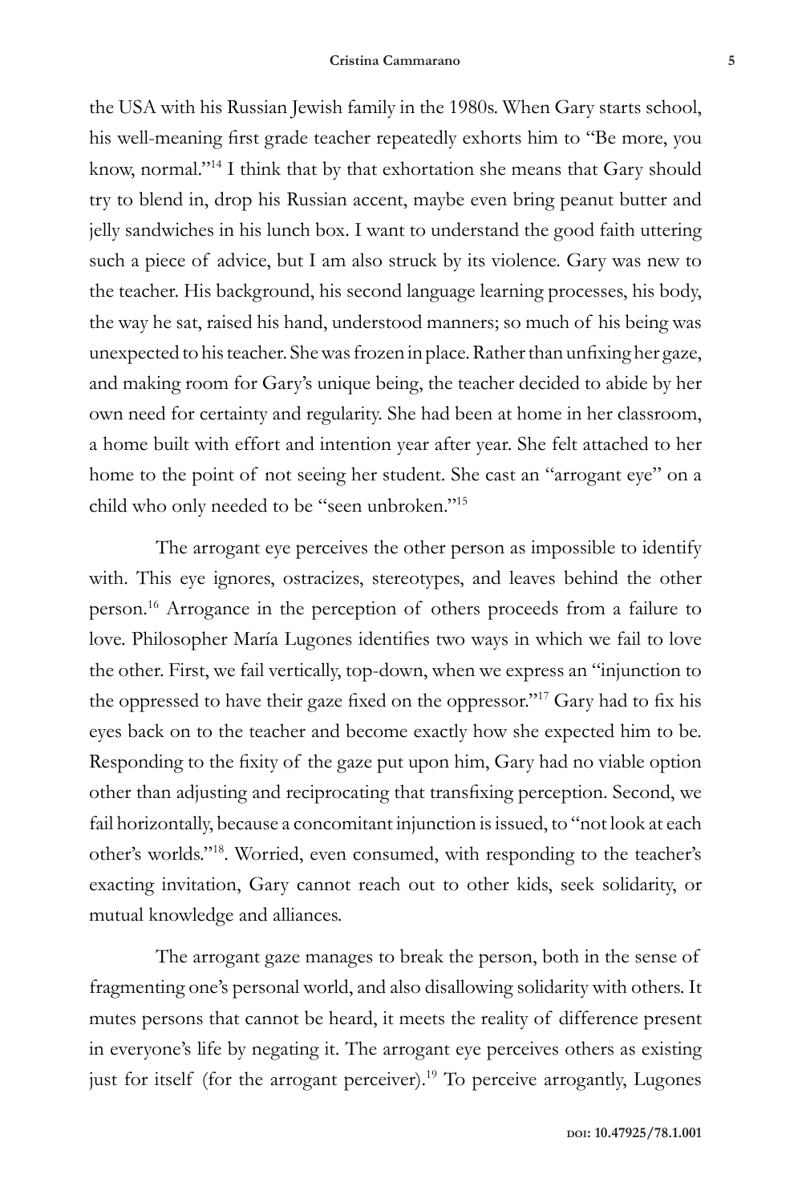the USA with his Russian Jewish family in the 1980s. When Gary starts school, his well-meaning first grade teacher repeatedly exhorts him to "Be more, you know, normal."[14] I think that by that exhortation she means that Gary should try to blend in, drop his Russian accent, maybe even bring peanut butter and jelly sandwiches in his lunch box. I want to understand the good faith uttering such a piece of advice, but I am also struck by its violence. Gary was new to the teacher. His background, his second language learning processes, his body, the way he sat, raised his hand, understood manners; so much of his being was unexpected to his teacher. She was frozen in place. Rather than unfixing her gaze, and making room for Gary's unique being, the teacher decided to abide by her own need for certainty and regularity. She had been at home in her classroom, a home built with effort and intention year after year. She felt attached to her home to the point of not seeing her student. She cast an "arrogant eye" on a child who only needed to be "seen unbroken."[15]

The arrogant eye perceives the other person as impossible to identify with. This eye ignores, ostracizes, stereotypes, and leaves behind the other person.[16] Arrogance in the perception of others proceeds from a failure to love. Philosopher María Lugones identifies two ways in which we fail to love the other. First, we fail vertically, top-down, when we express an "injunction to the oppressed to have their gaze fixed on the oppressor."[17] Gary had to fix his eyes back on to the teacher and become exactly how she expected him to be. Responding to the fixity of the gaze put upon him, Gary had no viable option other than adjusting and reciprocating that transfixing perception. Second, we fail horizontally, because a concomitant injunction is issued, to "not look at each other's worlds."[18]. Worried, even consumed, with responding to the teacher's exacting invitation, Gary cannot reach out to other kids, seek solidarity, or mutual knowledge and alliances.

The arrogant gaze manages to break the person, both in the sense of fragmenting one's personal world, and also disallowing solidarity with others. It mutes persons that cannot be heard, it meets the reality of difference present in everyone's life by negating it. The arrogant eye perceives others as existing just for itself (for the arrogant perceiver).[19] To perceive arrogantly, Lugones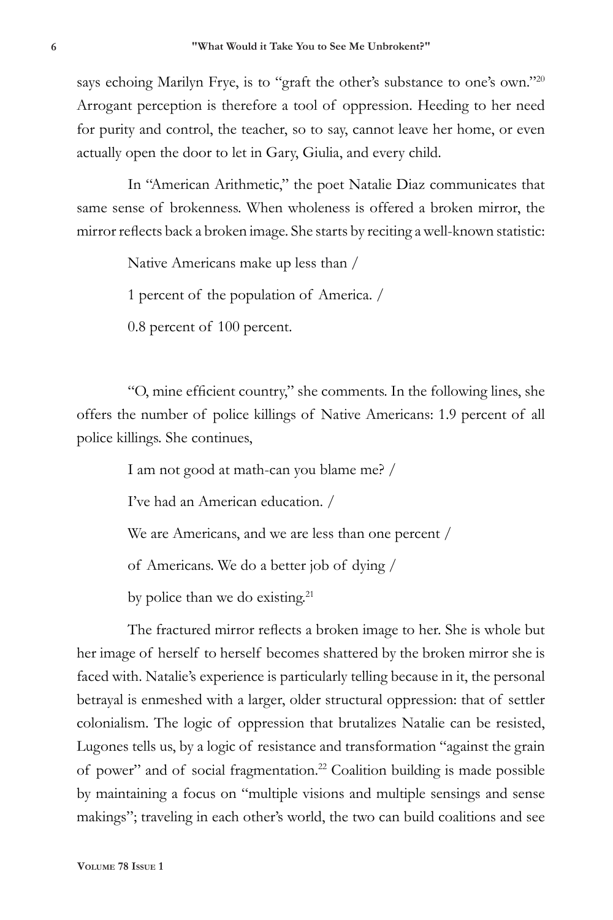says echoing Marilyn Frye, is to "graft the other's substance to one's own."[20] Arrogant perception is therefore a tool of oppression. Heeding to her need for purity and control, the teacher, so to say, cannot leave her home, or even actually open the door to let in Gary, Giulia, and every child.

In "American Arithmetic," the poet Natalie Diaz communicates that same sense of brokenness. When wholeness is offered a broken mirror, the mirror reflects back a broken image. She starts by reciting a well-known statistic:

> Native Americans make up less than /
>
> 1 percent of the population of America. /
>
> 0.8 percent of 100 percent.

"O, mine efficient country," she comments. In the following lines, she offers the number of police killings of Native Americans: 1.9 percent of all police killings. She continues,

> I am not good at math-can you blame me? /
>
> I've had an American education. /
>
> We are Americans, and we are less than one percent /
>
> of Americans. We do a better job of dying /
>
> by police than we do existing.[21]

The fractured mirror reflects a broken image to her. She is whole but her image of herself to herself becomes shattered by the broken mirror she is faced with. Natalie's experience is particularly telling because in it, the personal betrayal is enmeshed with a larger, older structural oppression: that of settler colonialism. The logic of oppression that brutalizes Natalie can be resisted, Lugones tells us, by a logic of resistance and transformation "against the grain of power" and of social fragmentation.[22] Coalition building is made possible by maintaining a focus on "multiple visions and multiple sensings and sense makings"; traveling in each other's world, the two can build coalitions and see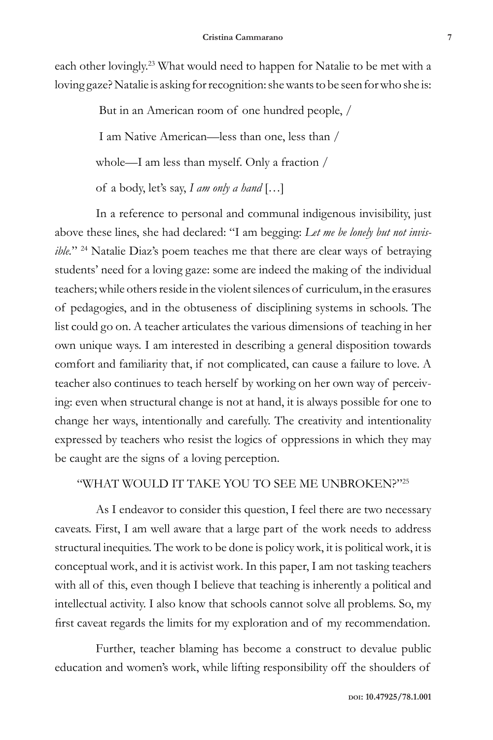each other lovingly.[23] What would need to happen for Natalie to be met with a loving gaze? Natalie is asking for recognition: she wants to be seen for who she is:

> But in an American room of one hundred people, /
>
> I am Native American—less than one, less than /
>
> whole—I am less than myself. Only a fraction /
>
> of a body, let's say, *I am only a hand* […]

In a reference to personal and communal indigenous invisibility, just above these lines, she had declared: "I am begging: *Let me be lonely but not invisible.*" [24] Natalie Diaz's poem teaches me that there are clear ways of betraying students' need for a loving gaze: some are indeed the making of the individual teachers; while others reside in the violent silences of curriculum, in the erasures of pedagogies, and in the obtuseness of disciplining systems in schools. The list could go on. A teacher articulates the various dimensions of teaching in her own unique ways. I am interested in describing a general disposition towards comfort and familiarity that, if not complicated, can cause a failure to love. A teacher also continues to teach herself by working on her own way of perceiving: even when structural change is not at hand, it is always possible for one to change her ways, intentionally and carefully. The creativity and intentionality expressed by teachers who resist the logics of oppressions in which they may be caught are the signs of a loving perception.

## "WHAT WOULD IT TAKE YOU TO SEE ME UNBROKEN?"[25]

As I endeavor to consider this question, I feel there are two necessary caveats. First, I am well aware that a large part of the work needs to address structural inequities. The work to be done is policy work, it is political work, it is conceptual work, and it is activist work. In this paper, I am not tasking teachers with all of this, even though I believe that teaching is inherently a political and intellectual activity. I also know that schools cannot solve all problems. So, my first caveat regards the limits for my exploration and of my recommendation.

Further, teacher blaming has become a construct to devalue public education and women's work, while lifting responsibility off the shoulders of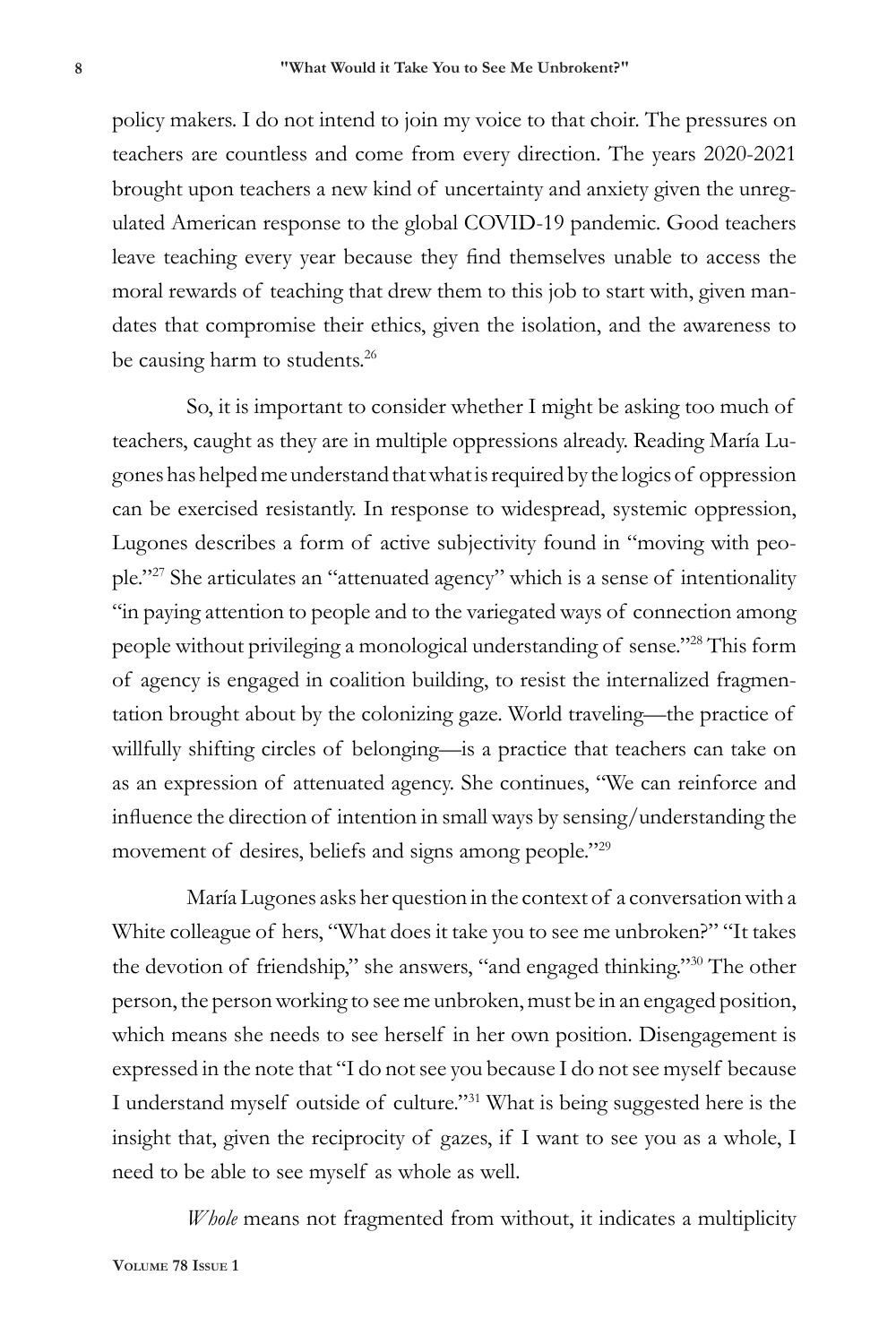policy makers. I do not intend to join my voice to that choir. The pressures on teachers are countless and come from every direction. The years 2020-2021 brought upon teachers a new kind of uncertainty and anxiety given the unregulated American response to the global COVID-19 pandemic. Good teachers leave teaching every year because they find themselves unable to access the moral rewards of teaching that drew them to this job to start with, given mandates that compromise their ethics, given the isolation, and the awareness to be causing harm to students.[26]

So, it is important to consider whether I might be asking too much of teachers, caught as they are in multiple oppressions already. Reading María Lugones has helped me understand that what is required by the logics of oppression can be exercised resistantly. In response to widespread, systemic oppression, Lugones describes a form of active subjectivity found in "moving with people."[27] She articulates an "attenuated agency" which is a sense of intentionality "in paying attention to people and to the variegated ways of connection among people without privileging a monological understanding of sense."[28] This form of agency is engaged in coalition building, to resist the internalized fragmentation brought about by the colonizing gaze. World traveling—the practice of willfully shifting circles of belonging—is a practice that teachers can take on as an expression of attenuated agency. She continues, "We can reinforce and influence the direction of intention in small ways by sensing/understanding the movement of desires, beliefs and signs among people."[29]

María Lugones asks her question in the context of a conversation with a White colleague of hers, "What does it take you to see me unbroken?" "It takes the devotion of friendship," she answers, "and engaged thinking."[30] The other person, the person working to see me unbroken, must be in an engaged position, which means she needs to see herself in her own position. Disengagement is expressed in the note that "I do not see you because I do not see myself because I understand myself outside of culture."[31] What is being suggested here is the insight that, given the reciprocity of gazes, if I want to see you as a whole, I need to be able to see myself as whole as well.

*Whole* means not fragmented from without, it indicates a multiplicity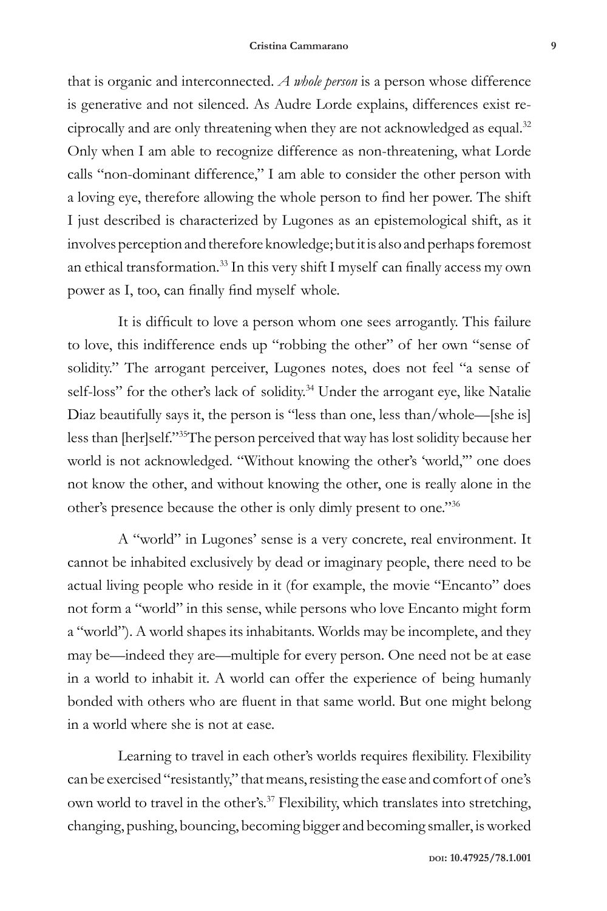that is organic and interconnected. *A whole person* is a person whose difference is generative and not silenced. As Audre Lorde explains, differences exist reciprocally and are only threatening when they are not acknowledged as equal.[32] Only when I am able to recognize difference as non-threatening, what Lorde calls "non-dominant difference," I am able to consider the other person with a loving eye, therefore allowing the whole person to find her power. The shift I just described is characterized by Lugones as an epistemological shift, as it involves perception and therefore knowledge; but it is also and perhaps foremost an ethical transformation.[33] In this very shift I myself can finally access my own power as I, too, can finally find myself whole.

It is difficult to love a person whom one sees arrogantly. This failure to love, this indifference ends up "robbing the other" of her own "sense of solidity." The arrogant perceiver, Lugones notes, does not feel "a sense of self-loss" for the other's lack of solidity.[34] Under the arrogant eye, like Natalie Diaz beautifully says it, the person is "less than one, less than/whole—[she is] less than [her]self."[35]The person perceived that way has lost solidity because her world is not acknowledged. "Without knowing the other's 'world,'" one does not know the other, and without knowing the other, one is really alone in the other's presence because the other is only dimly present to one."[36]

A "world" in Lugones' sense is a very concrete, real environment. It cannot be inhabited exclusively by dead or imaginary people, there need to be actual living people who reside in it (for example, the movie "Encanto" does not form a "world" in this sense, while persons who love Encanto might form a "world"). A world shapes its inhabitants. Worlds may be incomplete, and they may be—indeed they are—multiple for every person. One need not be at ease in a world to inhabit it. A world can offer the experience of being humanly bonded with others who are fluent in that same world. But one might belong in a world where she is not at ease.

Learning to travel in each other's worlds requires flexibility. Flexibility can be exercised "resistantly," that means, resisting the ease and comfort of one's own world to travel in the other's.[37] Flexibility, which translates into stretching, changing, pushing, bouncing, becoming bigger and becoming smaller, is worked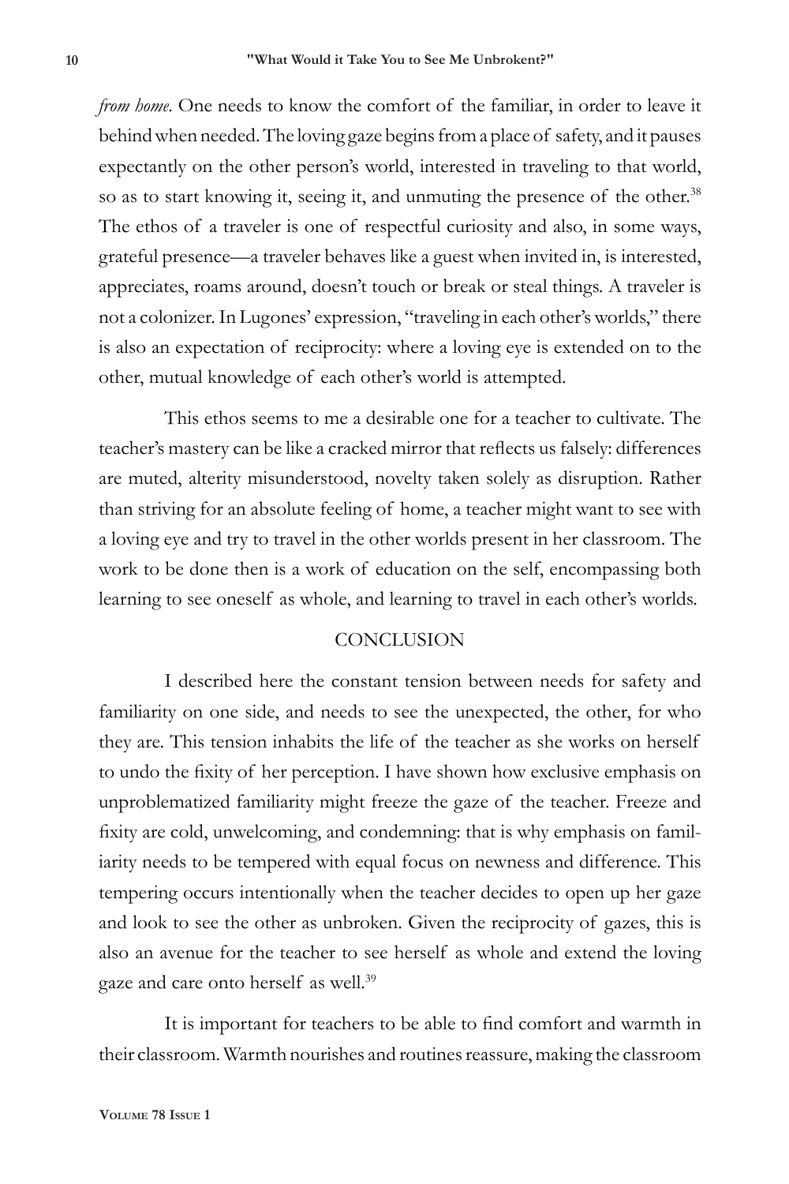*from home*. One needs to know the comfort of the familiar, in order to leave it behind when needed. The loving gaze begins from a place of safety, and it pauses expectantly on the other person's world, interested in traveling to that world, so as to start knowing it, seeing it, and unmuting the presence of the other.[38] The ethos of a traveler is one of respectful curiosity and also, in some ways, grateful presence—a traveler behaves like a guest when invited in, is interested, appreciates, roams around, doesn't touch or break or steal things. A traveler is not a colonizer. In Lugones' expression, "traveling in each other's worlds," there is also an expectation of reciprocity: where a loving eye is extended on to the other, mutual knowledge of each other's world is attempted.

This ethos seems to me a desirable one for a teacher to cultivate. The teacher's mastery can be like a cracked mirror that reflects us falsely: differences are muted, alterity misunderstood, novelty taken solely as disruption. Rather than striving for an absolute feeling of home, a teacher might want to see with a loving eye and try to travel in the other worlds present in her classroom. The work to be done then is a work of education on the self, encompassing both learning to see oneself as whole, and learning to travel in each other's worlds.

## CONCLUSION

I described here the constant tension between needs for safety and familiarity on one side, and needs to see the unexpected, the other, for who they are. This tension inhabits the life of the teacher as she works on herself to undo the fixity of her perception. I have shown how exclusive emphasis on unproblematized familiarity might freeze the gaze of the teacher. Freeze and fixity are cold, unwelcoming, and condemning: that is why emphasis on familiarity needs to be tempered with equal focus on newness and difference. This tempering occurs intentionally when the teacher decides to open up her gaze and look to see the other as unbroken. Given the reciprocity of gazes, this is also an avenue for the teacher to see herself as whole and extend the loving gaze and care onto herself as well.[39]

It is important for teachers to be able to find comfort and warmth in their classroom. Warmth nourishes and routines reassure, making the classroom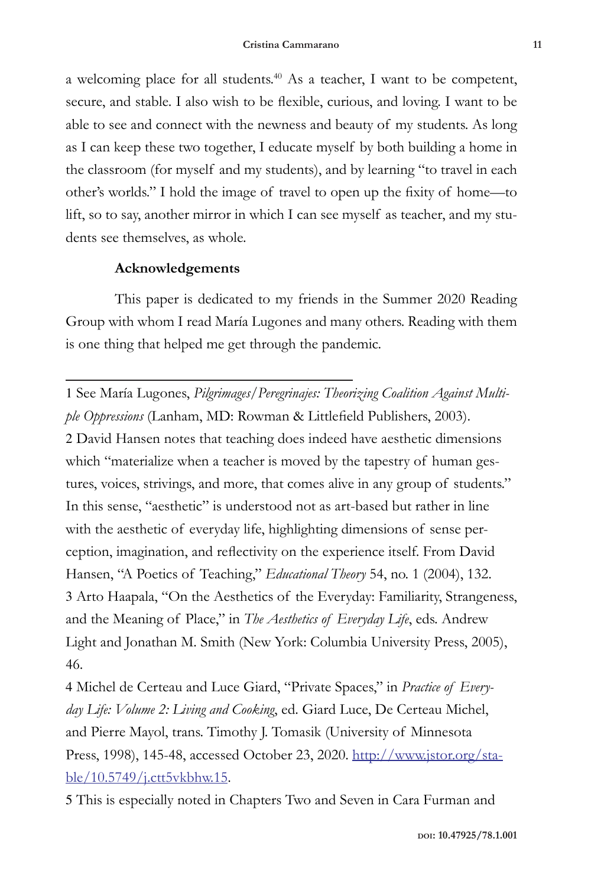a welcoming place for all students.[40] As a teacher, I want to be competent, secure, and stable. I also wish to be flexible, curious, and loving. I want to be able to see and connect with the newness and beauty of my students. As long as I can keep these two together, I educate myself by both building a home in the classroom (for myself and my students), and by learning "to travel in each other's worlds." I hold the image of travel to open up the fixity of home—to lift, so to say, another mirror in which I can see myself as teacher, and my students see themselves, as whole.

**Acknowledgements**

This paper is dedicated to my friends in the Summer 2020 Reading Group with whom I read María Lugones and many others. Reading with them is one thing that helped me get through the pandemic.

---

1 See María Lugones, *Pilgrimages/Peregrinajes: Theorizing Coalition Against Multiple Oppressions* (Lanham, MD: Rowman & Littlefield Publishers, 2003).

2 David Hansen notes that teaching does indeed have aesthetic dimensions which "materialize when a teacher is moved by the tapestry of human gestures, voices, strivings, and more, that comes alive in any group of students." In this sense, "aesthetic" is understood not as art-based but rather in line with the aesthetic of everyday life, highlighting dimensions of sense perception, imagination, and reflectivity on the experience itself. From David Hansen, "A Poetics of Teaching," *Educational Theory* 54, no. 1 (2004), 132.

3 Arto Haapala, "On the Aesthetics of the Everyday: Familiarity, Strangeness, and the Meaning of Place," in *The Aesthetics of Everyday Life*, eds. Andrew Light and Jonathan M. Smith (New York: Columbia University Press, 2005), 46.

4 Michel de Certeau and Luce Giard, "Private Spaces," in *Practice of Everyday Life: Volume 2: Living and Cooking*, ed. Giard Luce, De Certeau Michel, and Pierre Mayol, trans. Timothy J. Tomasik (University of Minnesota Press, 1998), 145-48, accessed October 23, 2020. http://www.jstor.org/stable/10.5749/j.ctt5vkbhw.15.

5 This is especially noted in Chapters Two and Seven in Cara Furman and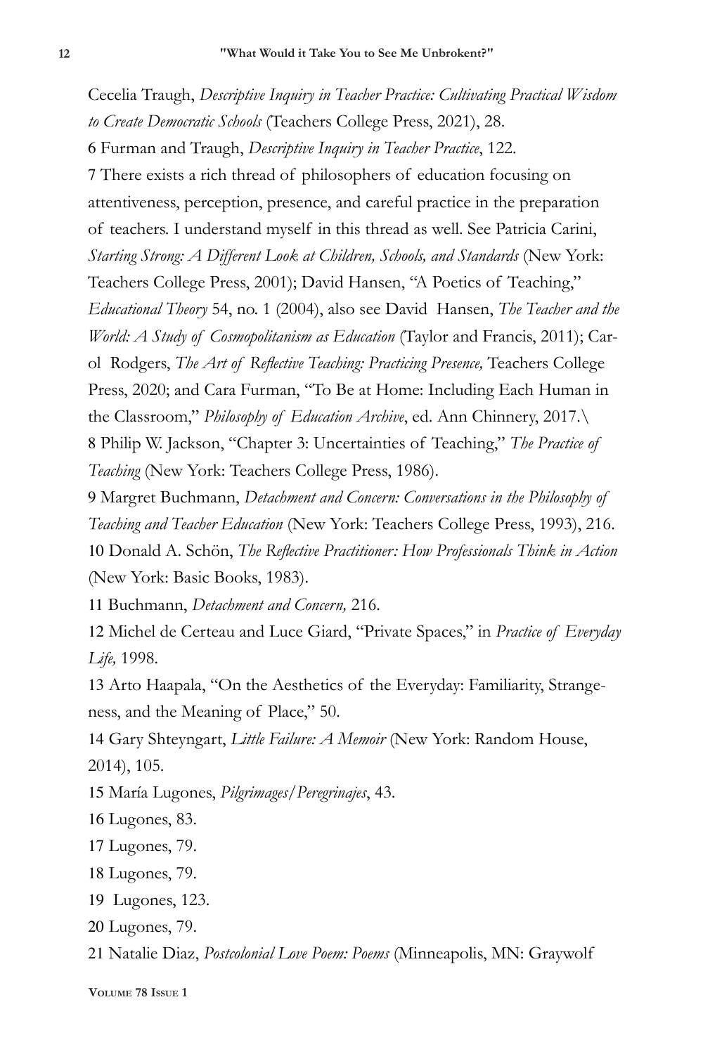Cecelia Traugh, *Descriptive Inquiry in Teacher Practice: Cultivating Practical Wisdom to Create Democratic Schools* (Teachers College Press, 2021), 28.

6 Furman and Traugh, *Descriptive Inquiry in Teacher Practice*, 122.

7 There exists a rich thread of philosophers of education focusing on attentiveness, perception, presence, and careful practice in the preparation of teachers. I understand myself in this thread as well. See Patricia Carini, *Starting Strong: A Different Look at Children, Schools, and Standards* (New York: Teachers College Press, 2001); David Hansen, "A Poetics of Teaching," *Educational Theory* 54, no. 1 (2004), also see David Hansen, *The Teacher and the World: A Study of Cosmopolitanism as Education* (Taylor and Francis, 2011); Carol Rodgers, *The Art of Reflective Teaching: Practicing Presence,* Teachers College Press, 2020; and Cara Furman, "To Be at Home: Including Each Human in the Classroom," *Philosophy of Education Archive*, ed. Ann Chinnery, 2017.\

8 Philip W. Jackson, "Chapter 3: Uncertainties of Teaching," *The Practice of Teaching* (New York: Teachers College Press, 1986).

9 Margret Buchmann, *Detachment and Concern: Conversations in the Philosophy of Teaching and Teacher Education* (New York: Teachers College Press, 1993), 216.

10 Donald A. Schön, *The Reflective Practitioner: How Professionals Think in Action* (New York: Basic Books, 1983).

11 Buchmann, *Detachment and Concern,* 216.

12 Michel de Certeau and Luce Giard, "Private Spaces," in *Practice of Everyday Life,* 1998.

13 Arto Haapala, "On the Aesthetics of the Everyday: Familiarity, Strangeness, and the Meaning of Place," 50.

14 Gary Shteyngart, *Little Failure: A Memoir* (New York: Random House, 2014), 105.

15 María Lugones, *Pilgrimages/Peregrinajes*, 43.

16 Lugones, 83.

17 Lugones, 79.

18 Lugones, 79.

19 Lugones, 123.

20 Lugones, 79.

21 Natalie Diaz, *Postcolonial Love Poem: Poems* (Minneapolis, MN: Graywolf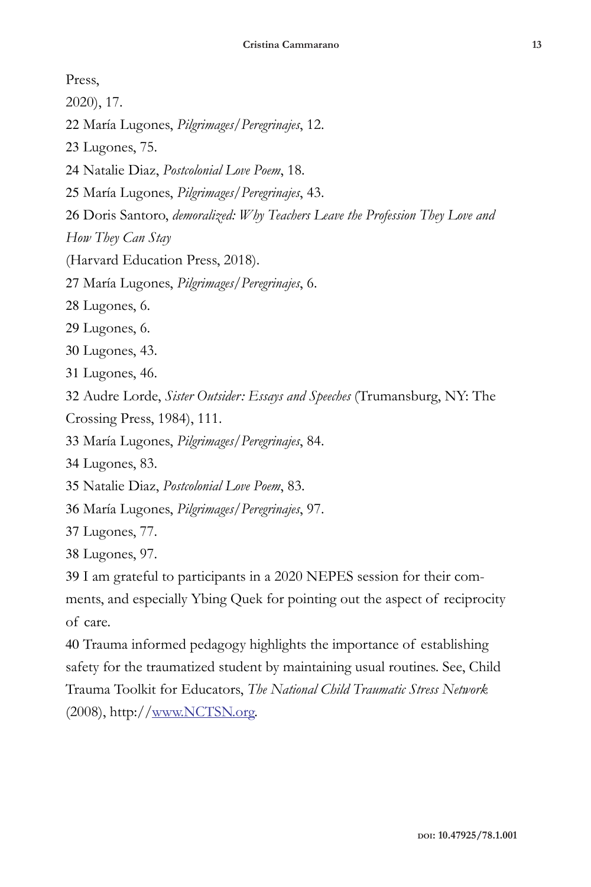Press,

2020), 17.

22 María Lugones, *Pilgrimages/Peregrinajes*, 12.

23 Lugones, 75.

24 Natalie Diaz, *Postcolonial Love Poem*, 18.

25 María Lugones, *Pilgrimages/Peregrinajes*, 43.

26 Doris Santoro, *demoralized: Why Teachers Leave the Profession They Love and How They Can Stay*

(Harvard Education Press, 2018).

27 María Lugones, *Pilgrimages/Peregrinajes*, 6.

28 Lugones, 6.

29 Lugones, 6.

30 Lugones, 43.

31 Lugones, 46.

32 Audre Lorde, *Sister Outsider: Essays and Speeches* (Trumansburg, NY: The Crossing Press, 1984), 111.

33 María Lugones, *Pilgrimages/Peregrinajes*, 84.

34 Lugones, 83.

35 Natalie Diaz, *Postcolonial Love Poem*, 83.

36 María Lugones, *Pilgrimages/Peregrinajes*, 97.

37 Lugones, 77.

38 Lugones, 97.

39 I am grateful to participants in a 2020 NEPES session for their comments, and especially Ybing Quek for pointing out the aspect of reciprocity of care.

40 Trauma informed pedagogy highlights the importance of establishing safety for the traumatized student by maintaining usual routines. See, Child Trauma Toolkit for Educators, *The National Child Traumatic Stress Network* (2008), http://www.NCTSN.org.